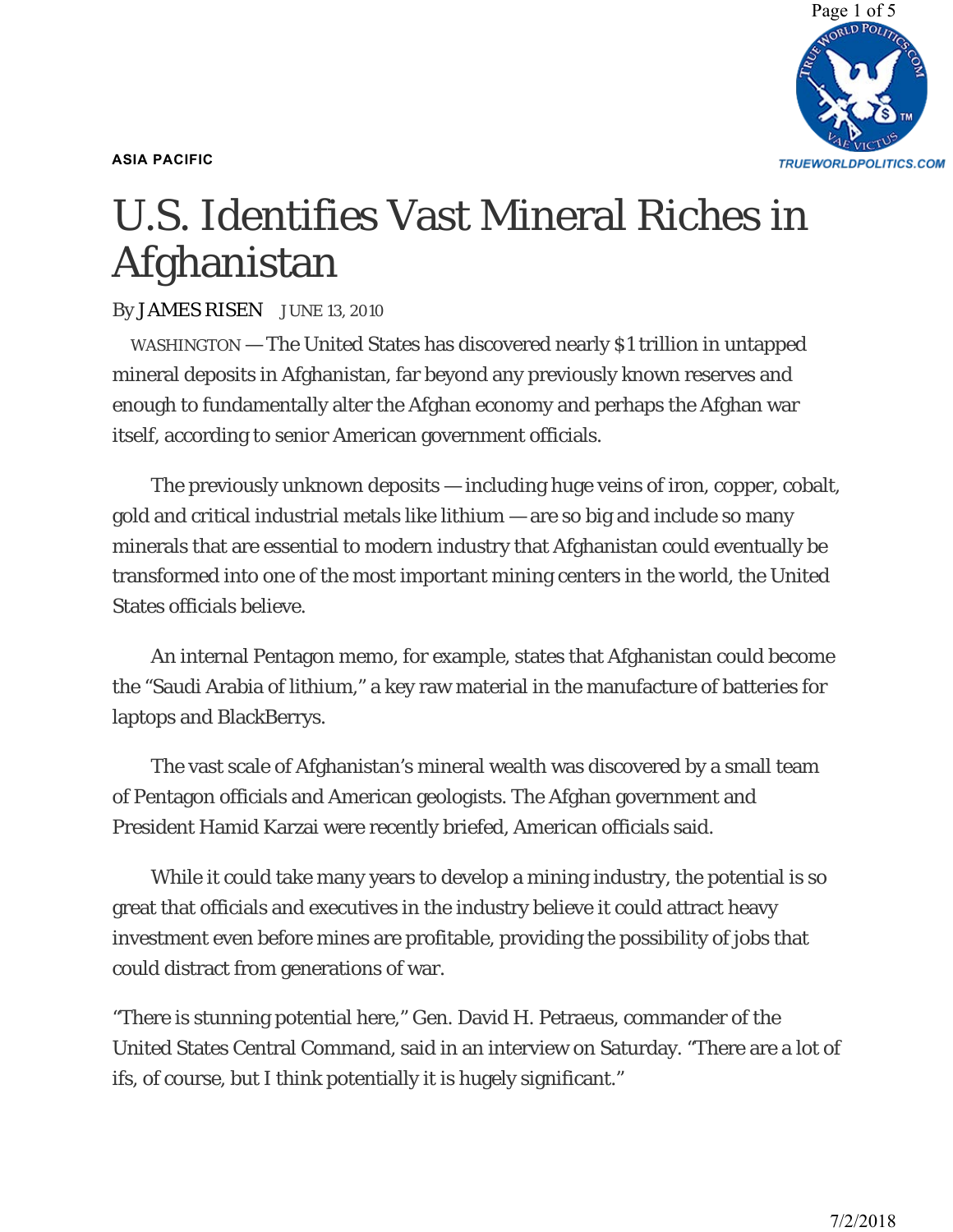ASIA PACIFIC

# U.S. Identifies Vast Mineral Riches in Afghanistan

By JAMES RISEN JUNE 13, 2010

WASHINGTON — The United States has discovered nearly $1 trillion in untapped mineral deposits in Afghanistan, far beyond any previously known reserves and enough to fundamentally alter the Afghan economy and perhaps the Afghan war itself, according to senior American government officials.

The previously unknown deposits — including huge veins of iron, copper, cobalt, gold and critical industrial metals like lithium — are so big and include so many minerals that are essential to modern industry that Afghanistan could eventually be transformed into one of the most important mining centers in the world, the United States officials believe.

An internal Pentagon memo, for example, states that Afghanistan could become the "Saudi Arabia of lithium," a key raw material in the manufacture of batteries for laptops and BlackBerrys.

The vast scale of Afghanistan's mineral wealth was discovered by a small team of Pentagon officials and American geologists. The Afghan government and President Hamid Karzai were recently briefed, American officials said.

While it could take many years to develop a mining industry, the potential is so great that officials and executives in the industry believe it could attract heavy investment even before mines are profitable, providing the possibility of jobs that could distract from generations of war.

"There is stunning potential here," Gen. David H. Petraeus, commander of the United States Central Command, said in an interview on Saturday. "There are a lot of ifs, of course, but I think potentially it is hugely significant."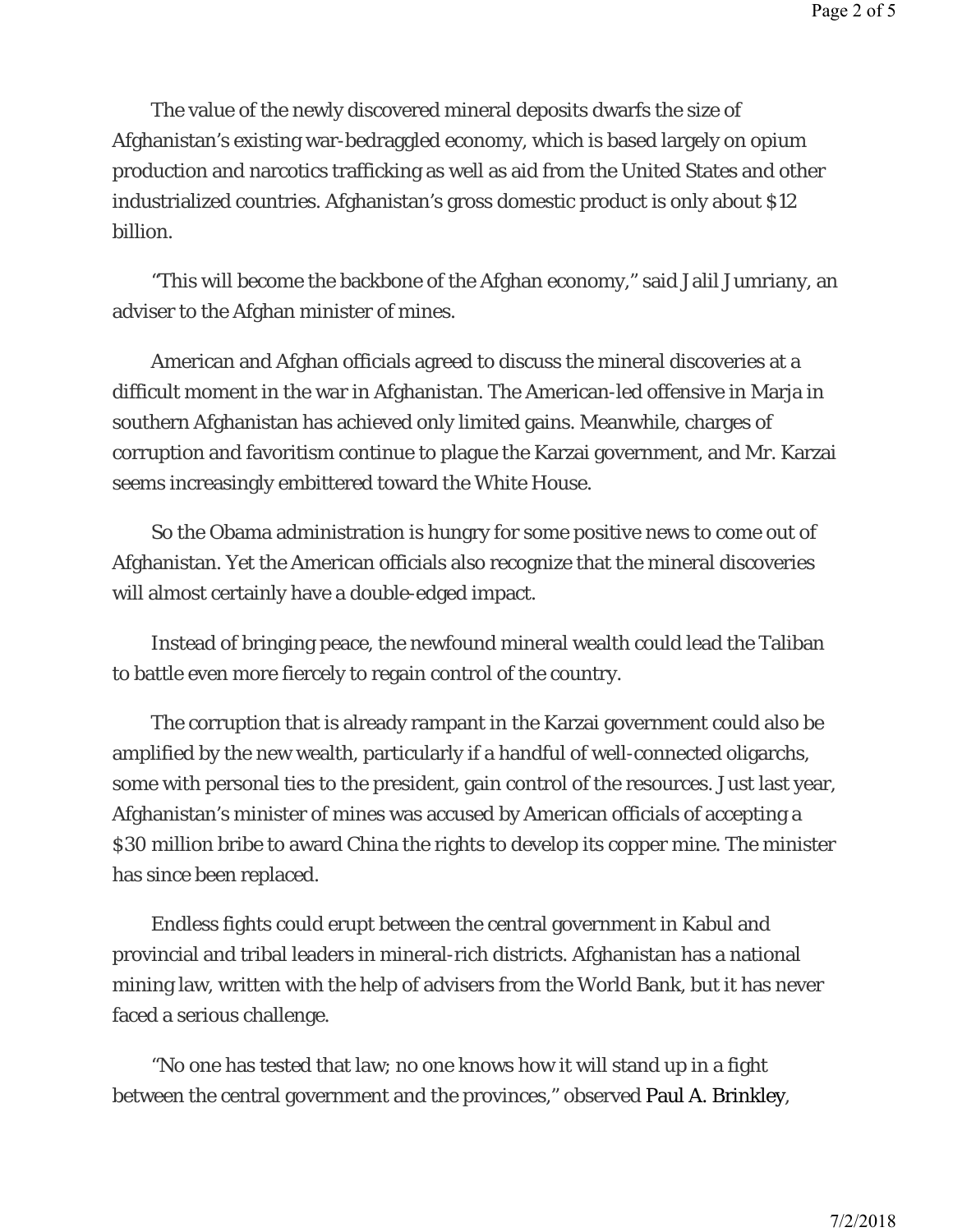The value of the newly discovered mineral deposits dwarfs the size of Afghanistan's existing war-bedraggled economy, which is based largely on opium production and narcotics trafficking as well as aid from the United States and other industrialized countries. Afghanistan's gross domestic product is only about $12 billion.

"This will become the backbone of the Afghan economy," said Jalil Jumriany, an adviser to the Afghan minister of mines.

American and Afghan officials agreed to discuss the mineral discoveries at a difficult moment in the war in Afghanistan. The American-led offensive in Marja in southern Afghanistan has achieved only limited gains. Meanwhile, charges of corruption and favoritism continue to plague the Karzai government, and Mr. Karzai seems increasingly embittered toward the White House.

So the Obama administration is hungry for some positive news to come out of Afghanistan. Yet the American officials also recognize that the mineral discoveries will almost certainly have a double-edged impact.

Instead of bringing peace, the newfound mineral wealth could lead the Taliban to battle even more fiercely to regain control of the country.

The corruption that is already rampant in the Karzai government could also be amplified by the new wealth, particularly if a handful of well-connected oligarchs, some with personal ties to the president, gain control of the resources. Just last year, Afghanistan's minister of mines was accused by American officials of accepting a $30 million bribe to award China the rights to develop its copper mine. The minister has since been replaced.

Endless fights could erupt between the central government in Kabul and provincial and tribal leaders in mineral-rich districts. Afghanistan has a national mining law, written with the help of advisers from the World Bank, but it has never faced a serious challenge.

"No one has tested that law; no one knows how it will stand up in a fight between the central government and the provinces," observed Paul A. Brinkley,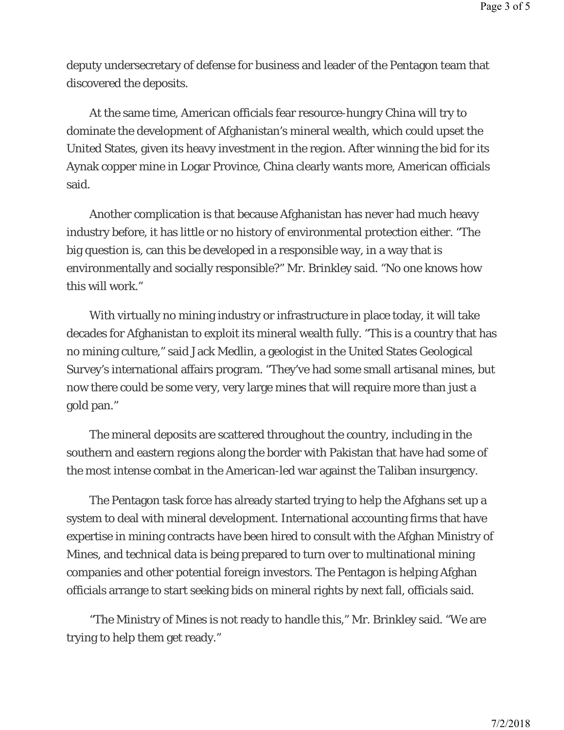deputy undersecretary of defense for business and leader of the Pentagon team that discovered the deposits.

At the same time, American officials fear resource-hungry China will try to dominate the development of Afghanistan's mineral wealth, which could upset the United States, given its heavy investment in the region. After winning the bid for its Aynak copper mine in Logar Province, China clearly wants more, American officials said.

Another complication is that because Afghanistan has never had much heavy industry before, it has little or no history of environmental protection either. "The big question is, can this be developed in a responsible way, in a way that is environmentally and socially responsible?" Mr. Brinkley said. "No one knows how this will work."

With virtually no mining industry or infrastructure in place today, it will take decades for Afghanistan to exploit its mineral wealth fully. "This is a country that has no mining culture," said Jack Medlin, a geologist in the United States Geological Survey's international affairs program. "They've had some small artisanal mines, but now there could be some very, very large mines that will require more than just a gold pan."

The mineral deposits are scattered throughout the country, including in the southern and eastern regions along the border with Pakistan that have had some of the most intense combat in the American-led war against the Taliban insurgency.

The Pentagon task force has already started trying to help the Afghans set up a system to deal with mineral development. International accounting firms that have expertise in mining contracts have been hired to consult with the Afghan Ministry of Mines, and technical data is being prepared to turn over to multinational mining companies and other potential foreign investors. The Pentagon is helping Afghan officials arrange to start seeking bids on mineral rights by next fall, officials said.

"The Ministry of Mines is not ready to handle this," Mr. Brinkley said. "We are trying to help them get ready."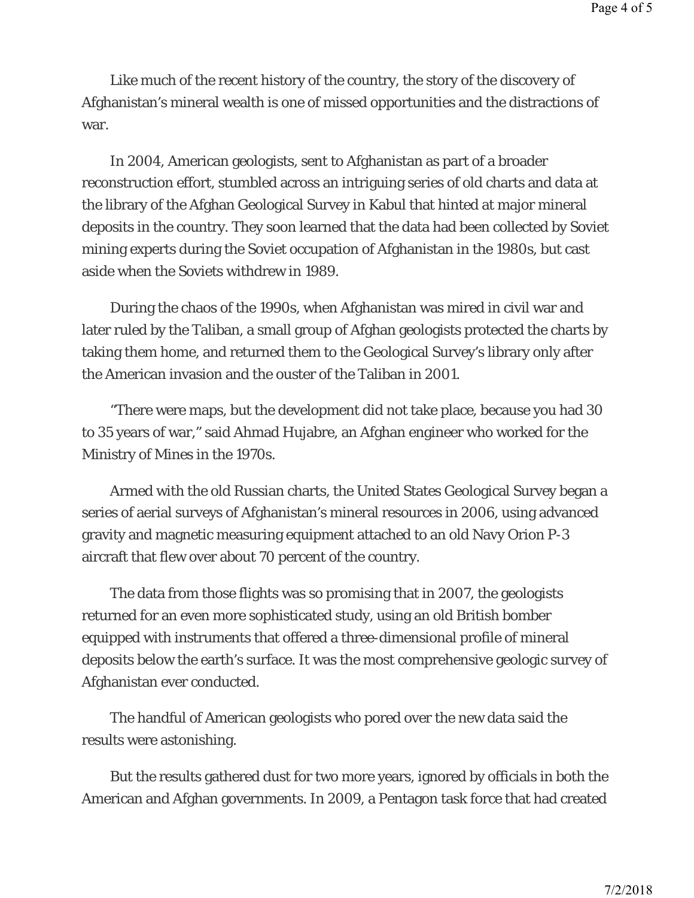Like much of the recent history of the country, the story of the discovery of Afghanistan's mineral wealth is one of missed opportunities and the distractions of war.

In 2004, American geologists, sent to Afghanistan as part of a broader reconstruction effort, stumbled across an intriguing series of old charts and data at the library of the Afghan Geological Survey in Kabul that hinted at major mineral deposits in the country. They soon learned that the data had been collected by Soviet mining experts during the Soviet occupation of Afghanistan in the 1980s, but cast aside when the Soviets withdrew in 1989.

During the chaos of the 1990s, when Afghanistan was mired in civil war and later ruled by the Taliban, a small group of Afghan geologists protected the charts by taking them home, and returned them to the Geological Survey's library only after the American invasion and the ouster of the Taliban in 2001.

"There were maps, but the development did not take place, because you had 30 to 35 years of war," said Ahmad Hujabre, an Afghan engineer who worked for the Ministry of Mines in the 1970s.

Armed with the old Russian charts, the United States Geological Survey began a series of aerial surveys of Afghanistan's mineral resources in 2006, using advanced gravity and magnetic measuring equipment attached to an old Navy Orion P-3 aircraft that flew over about 70 percent of the country.

The data from those flights was so promising that in 2007, the geologists returned for an even more sophisticated study, using an old British bomber equipped with instruments that offered a three-dimensional profile of mineral deposits below the earth's surface. It was the most comprehensive geologic survey of Afghanistan ever conducted.

The handful of American geologists who pored over the new data said the results were astonishing.

But the results gathered dust for two more years, ignored by officials in both the American and Afghan governments. In 2009, a Pentagon task force that had created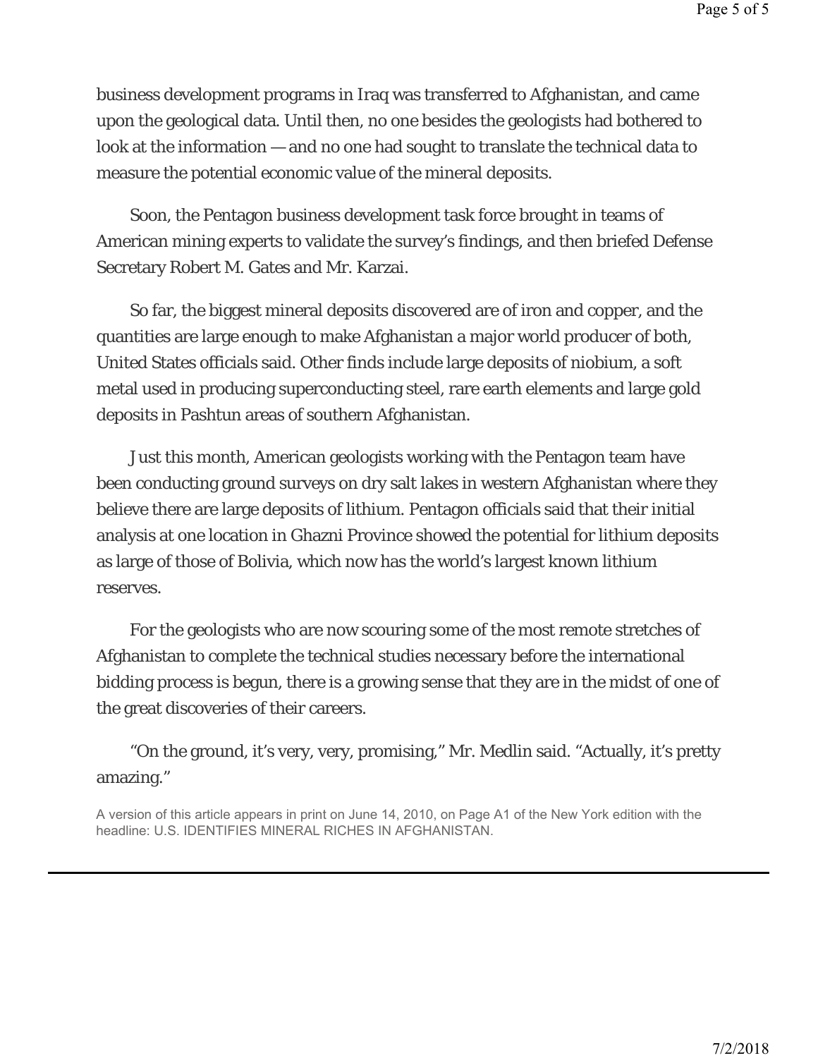business development programs in Iraq was transferred to Afghanistan, and came upon the geological data. Until then, no one besides the geologists had bothered to look at the information — and no one had sought to translate the technical data to measure the potential economic value of the mineral deposits.

Soon, the Pentagon business development task force brought in teams of American mining experts to validate the survey's findings, and then briefed Defense Secretary Robert M. Gates and Mr. Karzai.

So far, the biggest mineral deposits discovered are of iron and copper, and the quantities are large enough to make Afghanistan a major world producer of both, United States officials said. Other finds include large deposits of niobium, a soft metal used in producing superconducting steel, rare earth elements and large gold deposits in Pashtun areas of southern Afghanistan.

Just this month, American geologists working with the Pentagon team have been conducting ground surveys on dry salt lakes in western Afghanistan where they believe there are large deposits of lithium. Pentagon officials said that their initial analysis at one location in Ghazni Province showed the potential for lithium deposits as large of those of Bolivia, which now has the world's largest known lithium reserves.

For the geologists who are now scouring some of the most remote stretches of Afghanistan to complete the technical studies necessary before the international bidding process is begun, there is a growing sense that they are in the midst of one of the great discoveries of their careers.

"On the ground, it's very, very, promising," Mr. Medlin said. "Actually, it's pretty amazing."

A version of this article appears in print on June 14, 2010, on Page A1 of the New York edition with the headline: U.S. IDENTIFIES MINERAL RICHES IN AFGHANISTAN.